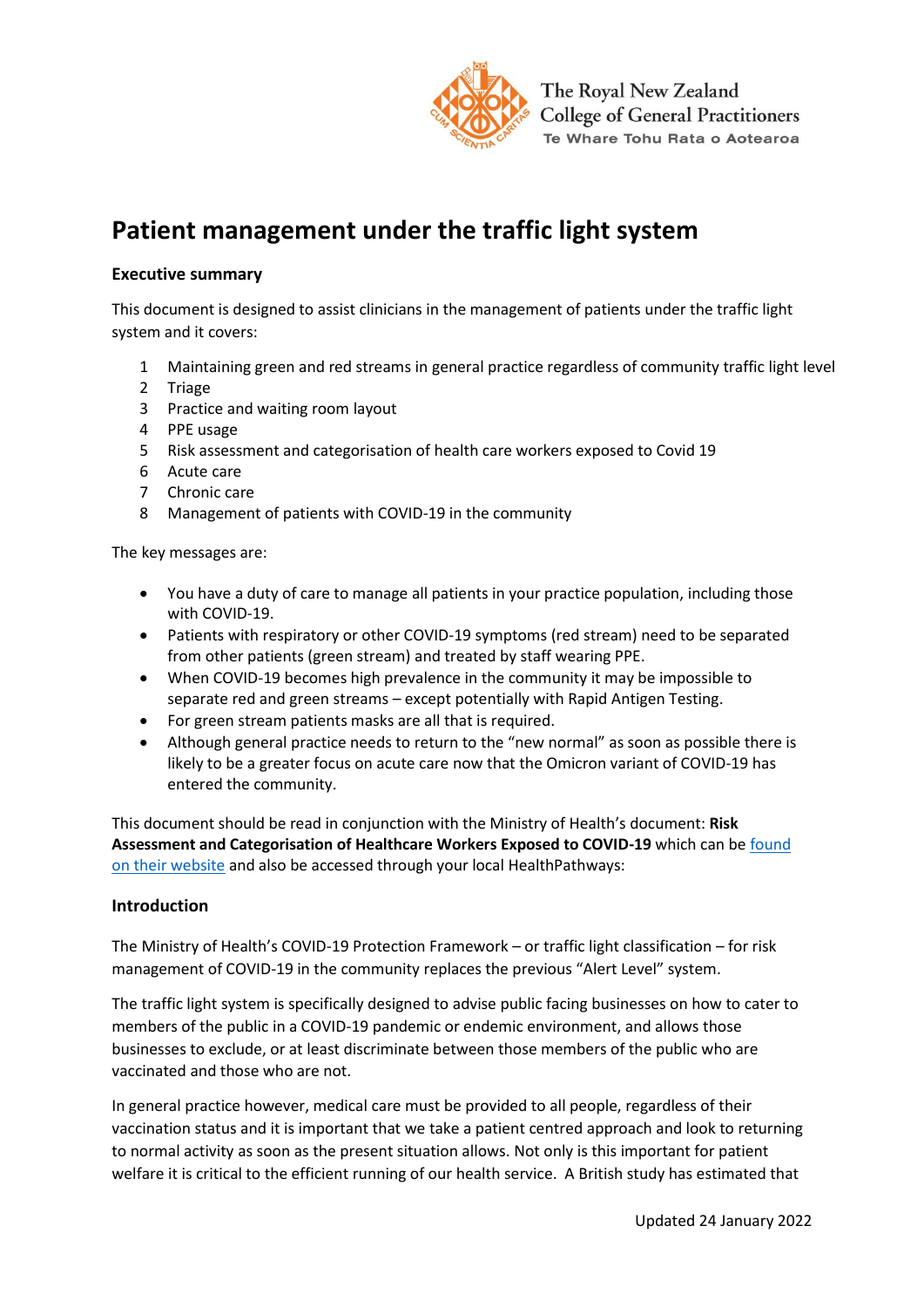The Royal New Zealand College of General Practitioners
Te Whare Tohu Rata o Aotearoa

# Patient management under the traffic light system

## Executive summary

This document is designed to assist clinicians in the management of patients under the traffic light system and it covers:

1. Maintaining green and red streams in general practice regardless of community traffic light level
2. Triage
3. Practice and waiting room layout
4. PPE usage
5. Risk assessment and categorisation of health care workers exposed to Covid 19
6. Acute care
7. Chronic care
8. Management of patients with COVID-19 in the community

The key messages are:

- You have a duty of care to manage all patients in your practice population, including those with COVID-19.
- Patients with respiratory or other COVID-19 symptoms (red stream) need to be separated from other patients (green stream) and treated by staff wearing PPE.
- When COVID-19 becomes high prevalence in the community it may be impossible to separate red and green streams – except potentially with Rapid Antigen Testing.
- For green stream patients masks are all that is required.
- Although general practice needs to return to the "new normal" as soon as possible there is likely to be a greater focus on acute care now that the Omicron variant of COVID-19 has entered the community.

This document should be read in conjunction with the Ministry of Health's document: **Risk Assessment and Categorisation of Healthcare Workers Exposed to COVID-19** which can be found on their website and also be accessed through your local HealthPathways:

## Introduction

The Ministry of Health's COVID-19 Protection Framework – or traffic light classification – for risk management of COVID-19 in the community replaces the previous "Alert Level" system.

The traffic light system is specifically designed to advise public facing businesses on how to cater to members of the public in a COVID-19 pandemic or endemic environment, and allows those businesses to exclude, or at least discriminate between those members of the public who are vaccinated and those who are not.

In general practice however, medical care must be provided to all people, regardless of their vaccination status and it is important that we take a patient centred approach and look to returning to normal activity as soon as the present situation allows. Not only is this important for patient welfare it is critical to the efficient running of our health service. A British study has estimated that

Updated 24 January 2022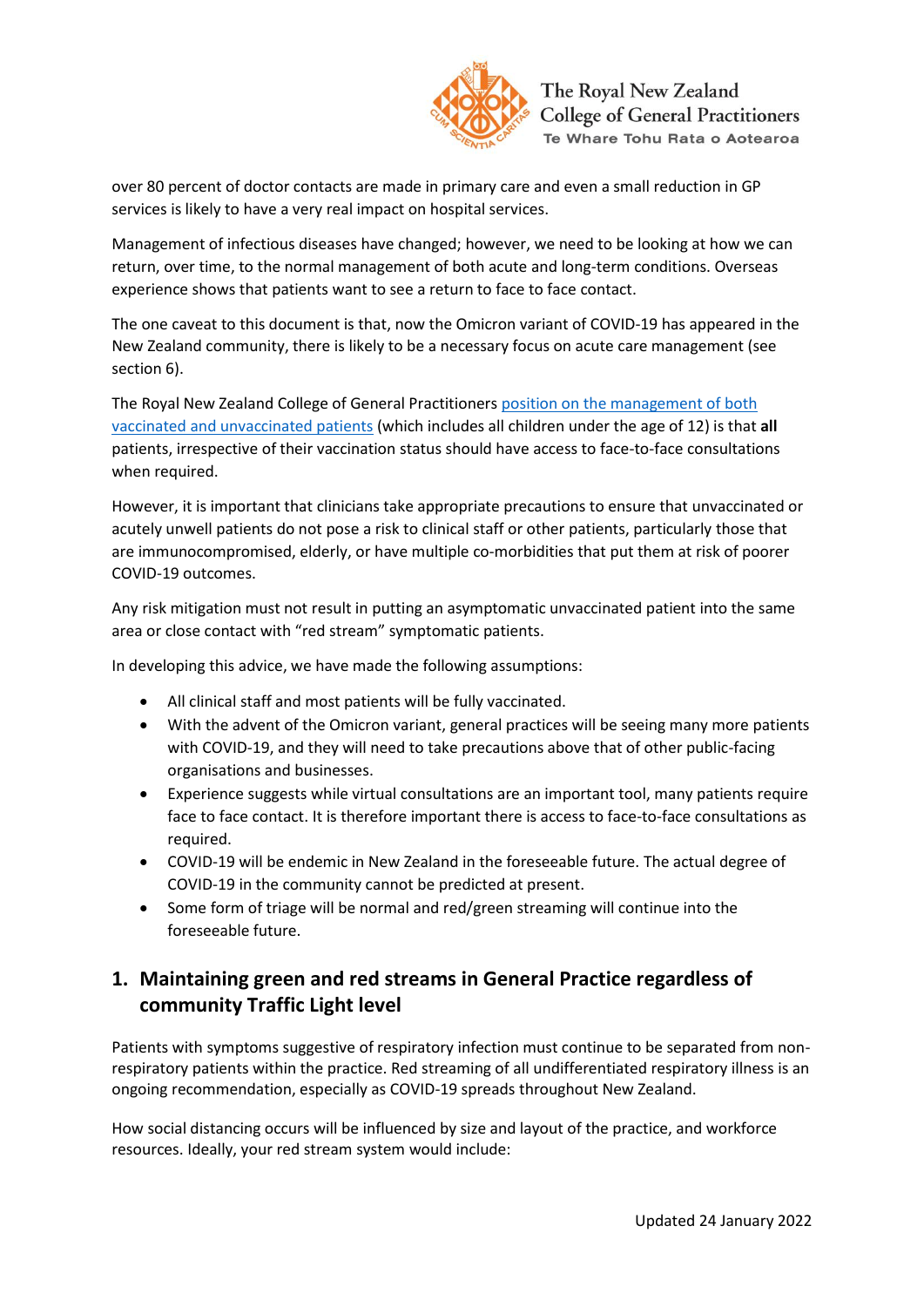over 80 percent of doctor contacts are made in primary care and even a small reduction in GP services is likely to have a very real impact on hospital services.

Management of infectious diseases have changed; however, we need to be looking at how we can return, over time, to the normal management of both acute and long-term conditions. Overseas experience shows that patients want to see a return to face to face contact.

The one caveat to this document is that, now the Omicron variant of COVID-19 has appeared in the New Zealand community, there is likely to be a necessary focus on acute care management (see section 6).

The Royal New Zealand College of General Practitioners [position on the management of both vaccinated and unvaccinated patients] (which includes all children under the age of 12) is that **all** patients, irrespective of their vaccination status should have access to face-to-face consultations when required.

However, it is important that clinicians take appropriate precautions to ensure that unvaccinated or acutely unwell patients do not pose a risk to clinical staff or other patients, particularly those that are immunocompromised, elderly, or have multiple co-morbidities that put them at risk of poorer COVID-19 outcomes.

Any risk mitigation must not result in putting an asymptomatic unvaccinated patient into the same area or close contact with "red stream" symptomatic patients.

In developing this advice, we have made the following assumptions:

- All clinical staff and most patients will be fully vaccinated.
- With the advent of the Omicron variant, general practices will be seeing many more patients with COVID-19, and they will need to take precautions above that of other public-facing organisations and businesses.
- Experience suggests while virtual consultations are an important tool, many patients require face to face contact. It is therefore important there is access to face-to-face consultations as required.
- COVID-19 will be endemic in New Zealand in the foreseeable future. The actual degree of COVID-19 in the community cannot be predicted at present.
- Some form of triage will be normal and red/green streaming will continue into the foreseeable future.

## 1. Maintaining green and red streams in General Practice regardless of community Traffic Light level

Patients with symptoms suggestive of respiratory infection must continue to be separated from non-respiratory patients within the practice. Red streaming of all undifferentiated respiratory illness is an ongoing recommendation, especially as COVID-19 spreads throughout New Zealand.

How social distancing occurs will be influenced by size and layout of the practice, and workforce resources. Ideally, your red stream system would include: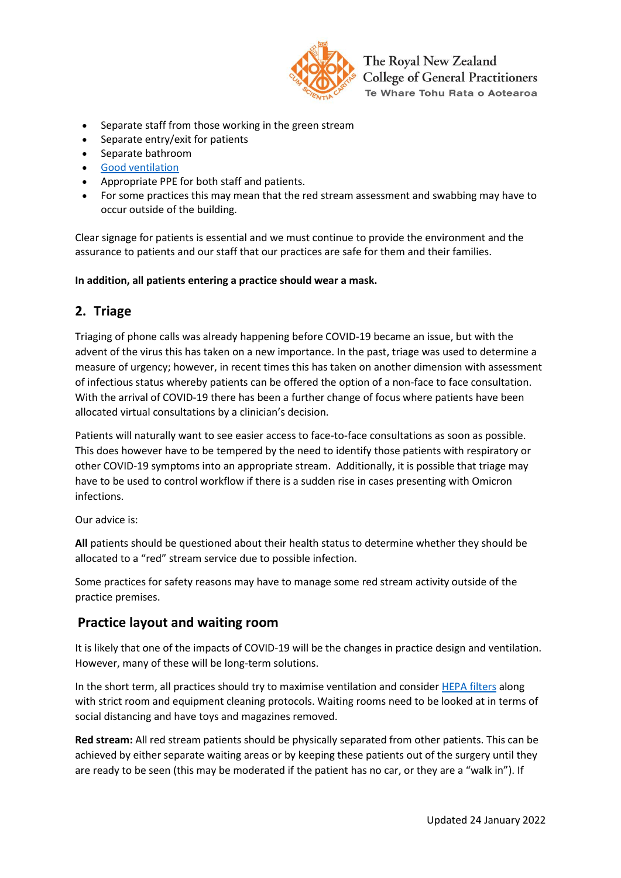- Separate staff from those working in the green stream
- Separate entry/exit for patients
- Separate bathroom
- Good ventilation
- Appropriate PPE for both staff and patients.
- For some practices this may mean that the red stream assessment and swabbing may have to occur outside of the building.

Clear signage for patients is essential and we must continue to provide the environment and the assurance to patients and our staff that our practices are safe for them and their families.

**In addition, all patients entering a practice should wear a mask.**

## 2. Triage

Triaging of phone calls was already happening before COVID-19 became an issue, but with the advent of the virus this has taken on a new importance. In the past, triage was used to determine a measure of urgency; however, in recent times this has taken on another dimension with assessment of infectious status whereby patients can be offered the option of a non-face to face consultation. With the arrival of COVID-19 there has been a further change of focus where patients have been allocated virtual consultations by a clinician's decision.

Patients will naturally want to see easier access to face-to-face consultations as soon as possible. This does however have to be tempered by the need to identify those patients with respiratory or other COVID-19 symptoms into an appropriate stream. Additionally, it is possible that triage may have to be used to control workflow if there is a sudden rise in cases presenting with Omicron infections.

Our advice is:

**All** patients should be questioned about their health status to determine whether they should be allocated to a "red" stream service due to possible infection.

Some practices for safety reasons may have to manage some red stream activity outside of the practice premises.

## Practice layout and waiting room

It is likely that one of the impacts of COVID-19 will be the changes in practice design and ventilation. However, many of these will be long-term solutions.

In the short term, all practices should try to maximise ventilation and consider HEPA filters along with strict room and equipment cleaning protocols. Waiting rooms need to be looked at in terms of social distancing and have toys and magazines removed.

**Red stream:** All red stream patients should be physically separated from other patients. This can be achieved by either separate waiting areas or by keeping these patients out of the surgery until they are ready to be seen (this may be moderated if the patient has no car, or they are a "walk in"). If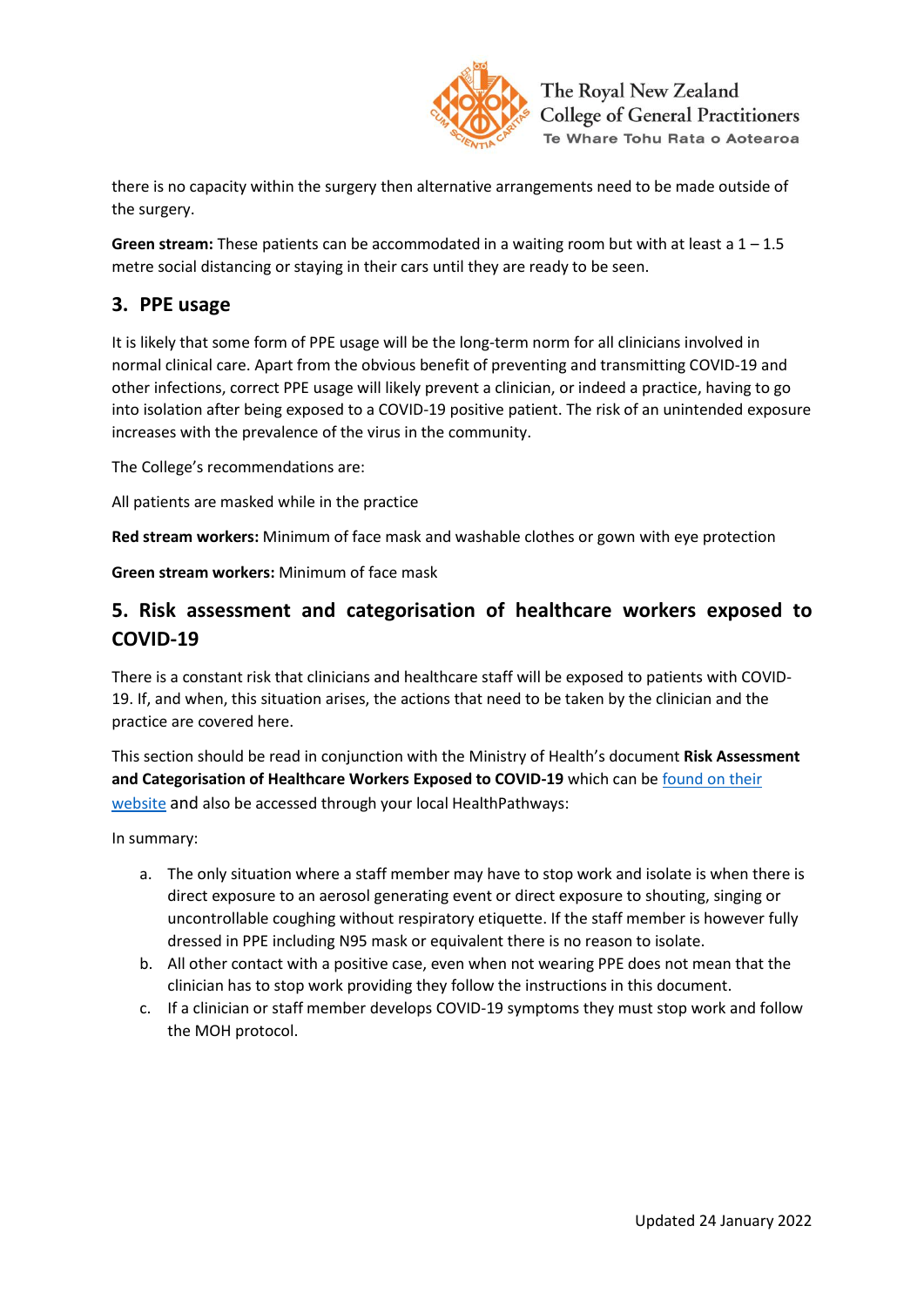there is no capacity within the surgery then alternative arrangements need to be made outside of the surgery.

**Green stream:** These patients can be accommodated in a waiting room but with at least a 1 – 1.5 metre social distancing or staying in their cars until they are ready to be seen.

## 3. PPE usage

It is likely that some form of PPE usage will be the long-term norm for all clinicians involved in normal clinical care. Apart from the obvious benefit of preventing and transmitting COVID-19 and other infections, correct PPE usage will likely prevent a clinician, or indeed a practice, having to go into isolation after being exposed to a COVID-19 positive patient. The risk of an unintended exposure increases with the prevalence of the virus in the community.

The College's recommendations are:

All patients are masked while in the practice

**Red stream workers:** Minimum of face mask and washable clothes or gown with eye protection

**Green stream workers:** Minimum of face mask

## 5. Risk assessment and categorisation of healthcare workers exposed to COVID-19

There is a constant risk that clinicians and healthcare staff will be exposed to patients with COVID-19. If, and when, this situation arises, the actions that need to be taken by the clinician and the practice are covered here.

This section should be read in conjunction with the Ministry of Health's document **Risk Assessment and Categorisation of Healthcare Workers Exposed to COVID-19** which can be found on their website and also be accessed through your local HealthPathways:

In summary:

a. The only situation where a staff member may have to stop work and isolate is when there is direct exposure to an aerosol generating event or direct exposure to shouting, singing or uncontrollable coughing without respiratory etiquette. If the staff member is however fully dressed in PPE including N95 mask or equivalent there is no reason to isolate.
b. All other contact with a positive case, even when not wearing PPE does not mean that the clinician has to stop work providing they follow the instructions in this document.
c. If a clinician or staff member develops COVID-19 symptoms they must stop work and follow the MOH protocol.

Updated 24 January 2022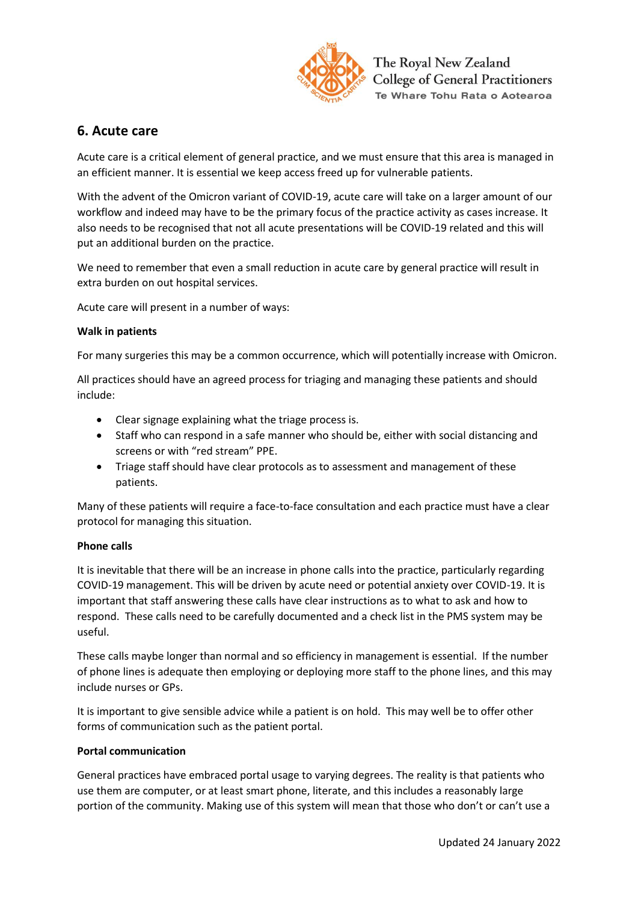## 6. Acute care

Acute care is a critical element of general practice, and we must ensure that this area is managed in an efficient manner. It is essential we keep access freed up for vulnerable patients.

With the advent of the Omicron variant of COVID-19, acute care will take on a larger amount of our workflow and indeed may have to be the primary focus of the practice activity as cases increase. It also needs to be recognised that not all acute presentations will be COVID-19 related and this will put an additional burden on the practice.

We need to remember that even a small reduction in acute care by general practice will result in extra burden on out hospital services.

Acute care will present in a number of ways:

**Walk in patients**

For many surgeries this may be a common occurrence, which will potentially increase with Omicron.

All practices should have an agreed process for triaging and managing these patients and should include:

- Clear signage explaining what the triage process is.
- Staff who can respond in a safe manner who should be, either with social distancing and screens or with "red stream" PPE.
- Triage staff should have clear protocols as to assessment and management of these patients.

Many of these patients will require a face-to-face consultation and each practice must have a clear protocol for managing this situation.

**Phone calls**

It is inevitable that there will be an increase in phone calls into the practice, particularly regarding COVID-19 management. This will be driven by acute need or potential anxiety over COVID-19. It is important that staff answering these calls have clear instructions as to what to ask and how to respond. These calls need to be carefully documented and a check list in the PMS system may be useful.

These calls maybe longer than normal and so efficiency in management is essential. If the number of phone lines is adequate then employing or deploying more staff to the phone lines, and this may include nurses or GPs.

It is important to give sensible advice while a patient is on hold. This may well be to offer other forms of communication such as the patient portal.

**Portal communication**

General practices have embraced portal usage to varying degrees. The reality is that patients who use them are computer, or at least smart phone, literate, and this includes a reasonably large portion of the community. Making use of this system will mean that those who don't or can't use a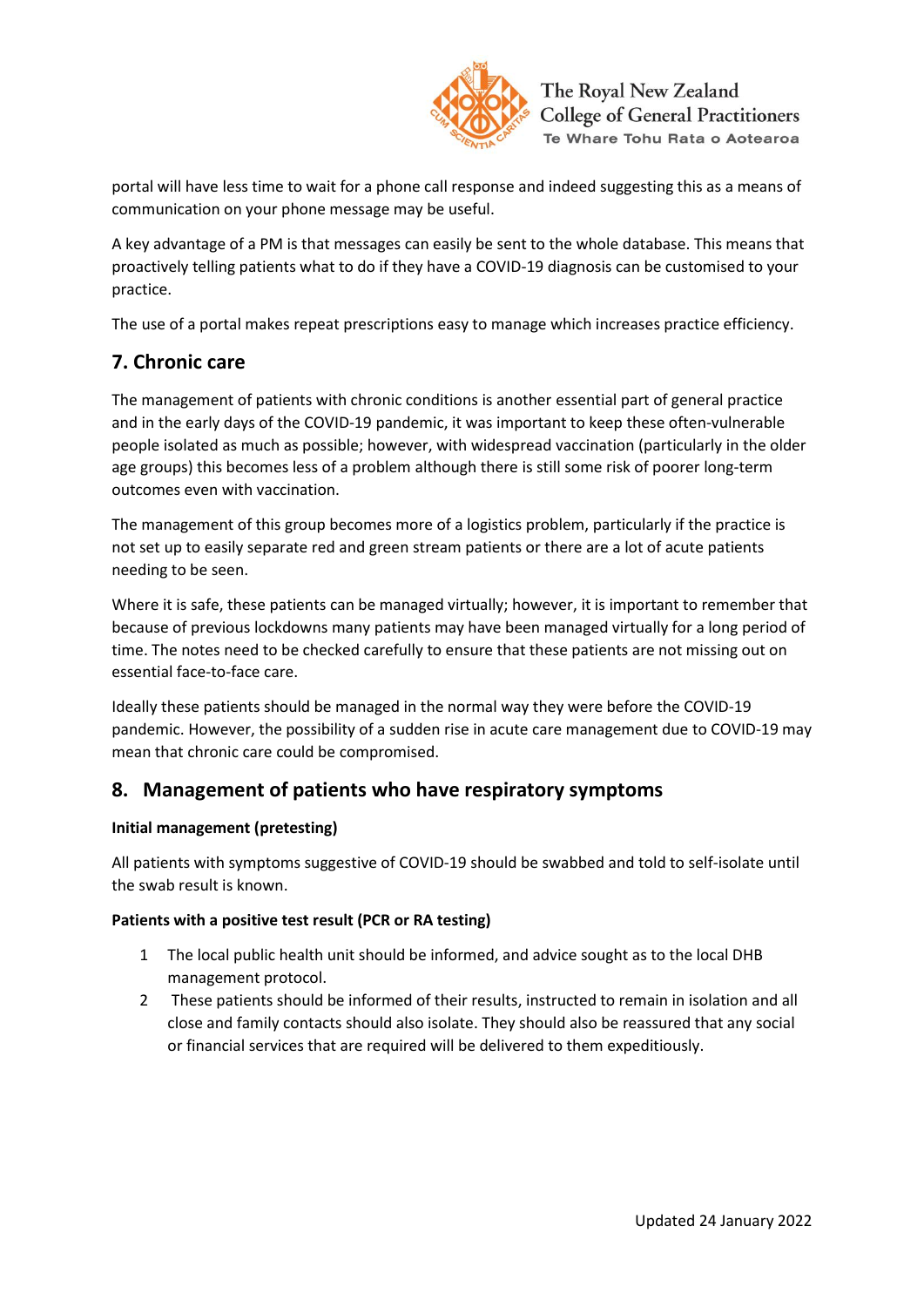portal will have less time to wait for a phone call response and indeed suggesting this as a means of communication on your phone message may be useful.

A key advantage of a PM is that messages can easily be sent to the whole database. This means that proactively telling patients what to do if they have a COVID-19 diagnosis can be customised to your practice.

The use of a portal makes repeat prescriptions easy to manage which increases practice efficiency.

## 7. Chronic care

The management of patients with chronic conditions is another essential part of general practice and in the early days of the COVID-19 pandemic, it was important to keep these often-vulnerable people isolated as much as possible; however, with widespread vaccination (particularly in the older age groups) this becomes less of a problem although there is still some risk of poorer long-term outcomes even with vaccination.

The management of this group becomes more of a logistics problem, particularly if the practice is not set up to easily separate red and green stream patients or there are a lot of acute patients needing to be seen.

Where it is safe, these patients can be managed virtually; however, it is important to remember that because of previous lockdowns many patients may have been managed virtually for a long period of time. The notes need to be checked carefully to ensure that these patients are not missing out on essential face-to-face care.

Ideally these patients should be managed in the normal way they were before the COVID-19 pandemic. However, the possibility of a sudden rise in acute care management due to COVID-19 may mean that chronic care could be compromised.

## 8. Management of patients who have respiratory symptoms

**Initial management (pretesting)**

All patients with symptoms suggestive of COVID-19 should be swabbed and told to self-isolate until the swab result is known.

**Patients with a positive test result (PCR or RA testing)**

1. The local public health unit should be informed, and advice sought as to the local DHB management protocol.
2. These patients should be informed of their results, instructed to remain in isolation and all close and family contacts should also isolate. They should also be reassured that any social or financial services that are required will be delivered to them expeditiously.

Updated 24 January 2022